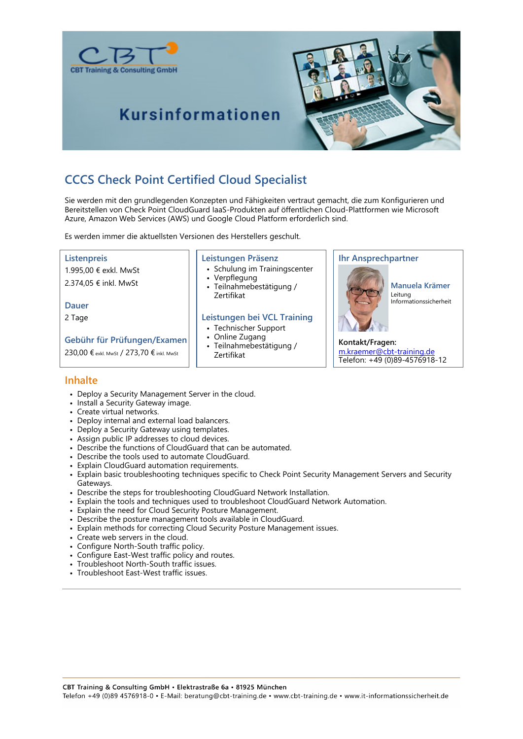Kursinformationen

# CCCS Check Point Certified Cloud Specialist

Sie werden mit den grundlegenden Konzepten und Fähigkeiten vertraut gemacht, die zum Konfigurieren und Bereitstellen von Check Point CloudGuard IaaS-Produkten auf öffentlichen Cloud-Plattformen wie Microsoft Azure, Amazon Web Services (AWS) und Google Cloud Platform erforderlich sind.

Es werden immer die aktuellsten Versionen des Herstellers geschult.

### Listenpreis

1.995,00 € exkl. MwSt

2.374,05 € inkl. MwSt

### Dauer

2 Tage

### Gebühr für Prüfungen/Examen

230,00 € exkl. MwSt / 273,70 € inkl. MwSt

### Leistungen Präsenz

- Schulung im Trainingscenter
- Verpflegung
- Teilnahmebestätigung / Zertifikat

### Leistungen bei VCL Training

- Technischer Support
- Online Zugang
- Teilnahmebestätigung / Zertifikat

### Ihr Ansprechpartner

**Manuela Krämer**
Leitung Informationssicherheit

**Kontakt/Fragen:**
m.kraemer@cbt-training.de
Telefon: +49 (0)89-4576918-12

## Inhalte

- Deploy a Security Management Server in the cloud.
- Install a Security Gateway image.
- Create virtual networks.
- Deploy internal and external load balancers.
- Deploy a Security Gateway using templates.
- Assign public IP addresses to cloud devices.
- Describe the functions of CloudGuard that can be automated.
- Describe the tools used to automate CloudGuard.
- Explain CloudGuard automation requirements.
- Explain basic troubleshooting techniques specific to Check Point Security Management Servers and Security Gateways.
- Describe the steps for troubleshooting CloudGuard Network Installation.
- Explain the tools and techniques used to troubleshoot CloudGuard Network Automation.
- Explain the need for Cloud Security Posture Management.
- Describe the posture management tools available in CloudGuard.
- Explain methods for correcting Cloud Security Posture Management issues.
- Create web servers in the cloud.
- Configure North-South traffic policy.
- Configure East-West traffic policy and routes.
- Troubleshoot North-South traffic issues.
- Troubleshoot East-West traffic issues.

---

CBT Training & Consulting GmbH • Elektrastraße 6a • 81925 München
Telefon +49 (0)89 4576918-0 • E-Mail: beratung@cbt-training.de • www.cbt-training.de • www.it-informationssicherheit.de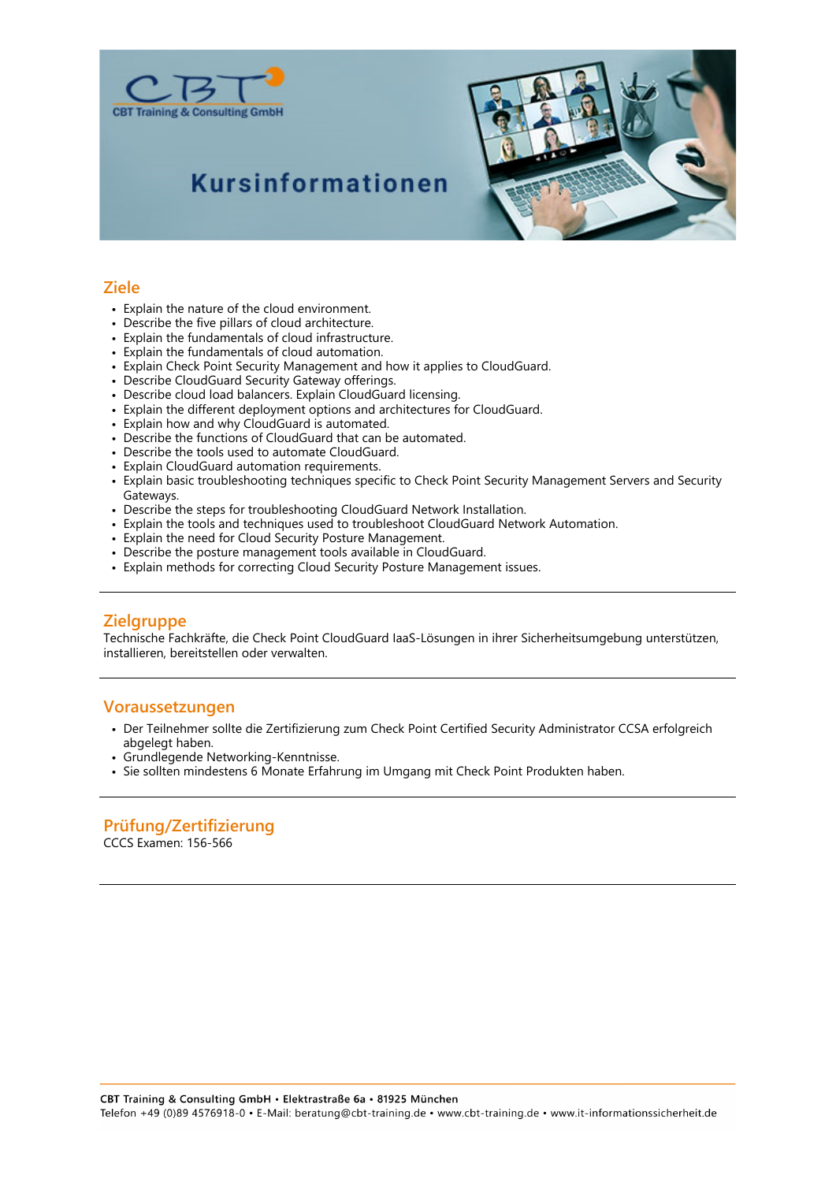# Kursinformationen

## Ziele

- Explain the nature of the cloud environment.
- Describe the five pillars of cloud architecture.
- Explain the fundamentals of cloud infrastructure.
- Explain the fundamentals of cloud automation.
- Explain Check Point Security Management and how it applies to CloudGuard.
- Describe CloudGuard Security Gateway offerings.
- Describe cloud load balancers. Explain CloudGuard licensing.
- Explain the different deployment options and architectures for CloudGuard.
- Explain how and why CloudGuard is automated.
- Describe the functions of CloudGuard that can be automated.
- Describe the tools used to automate CloudGuard.
- Explain CloudGuard automation requirements.
- Explain basic troubleshooting techniques specific to Check Point Security Management Servers and Security Gateways.
- Describe the steps for troubleshooting CloudGuard Network Installation.
- Explain the tools and techniques used to troubleshoot CloudGuard Network Automation.
- Explain the need for Cloud Security Posture Management.
- Describe the posture management tools available in CloudGuard.
- Explain methods for correcting Cloud Security Posture Management issues.

## Zielgruppe

Technische Fachkräfte, die Check Point CloudGuard IaaS-Lösungen in ihrer Sicherheitsumgebung unterstützen, installieren, bereitstellen oder verwalten.

## Voraussetzungen

- Der Teilnehmer sollte die Zertifizierung zum Check Point Certified Security Administrator CCSA erfolgreich abgelegt haben.
- Grundlegende Networking-Kenntnisse.
- Sie sollten mindestens 6 Monate Erfahrung im Umgang mit Check Point Produkten haben.

## Prüfung/Zertifizierung

CCCS Examen: 156-566

CBT Training & Consulting GmbH • Elektrastraße 6a • 81925 München
Telefon +49 (0)89 4576918-0 • E-Mail: beratung@cbt-training.de • www.cbt-training.de • www.it-informationssicherheit.de